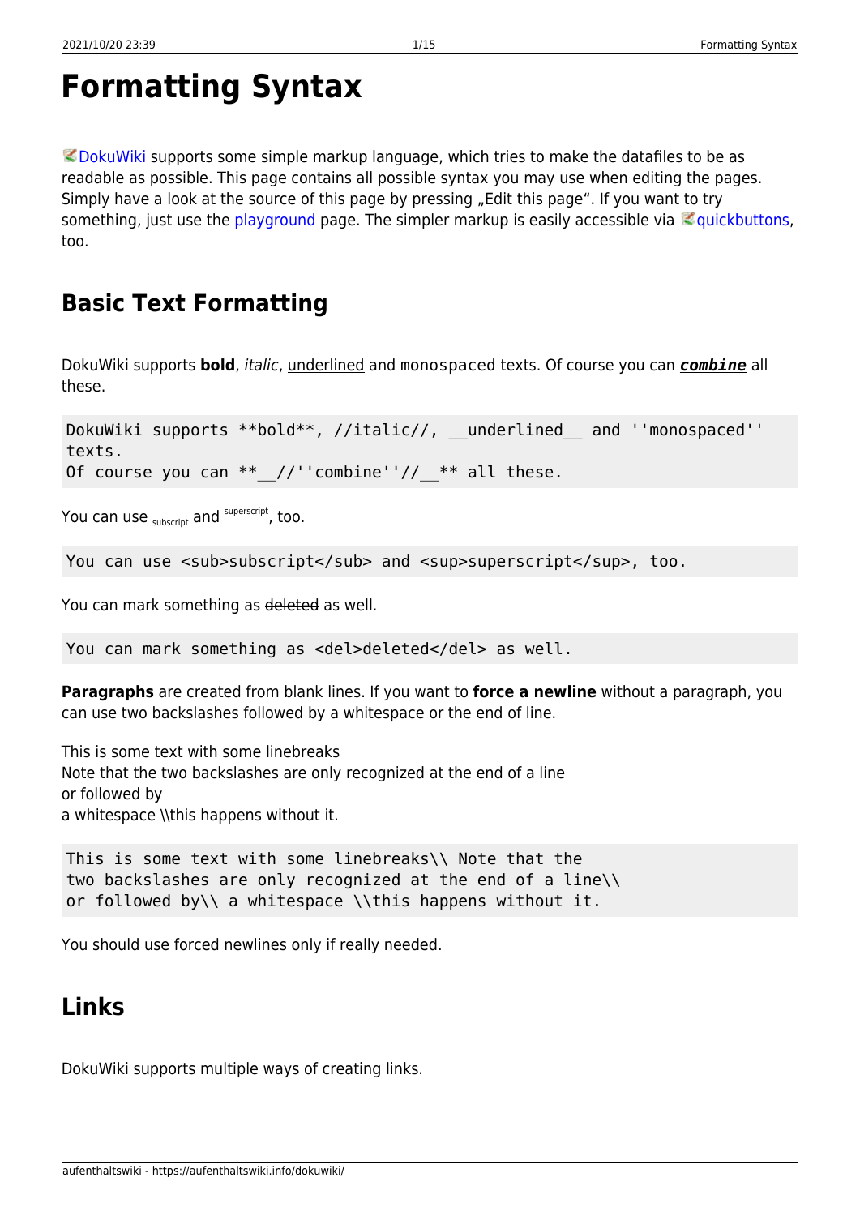# Formatting Syntax

DokuWiki supports some simple markup language, which tries to make the datafiles to be as readable as possible. This page contains all possible syntax you may use when editing the pages. Simply have a look at the source of this page by pressing „Edit this page". If you want to try something, just use the playground page. The simpler markup is easily accessible via quickbuttons, too.

## Basic Text Formatting

DokuWiki supports **bold**, *italic*, underlined and `monospaced` texts. Of course you can ***`combine`*** all these.

```
DokuWiki supports **bold**, //italic//, __underlined__ and ''monospaced'' texts.
Of course you can **__//''combine''//__** all these.
```

You can use $_{\text{subscript}}$ and $^{\text{superscript}}$, too.

```
You can use <sub>subscript</sub> and <sup>superscript</sup>, too.
```

You can mark something as ~~deleted~~ as well.

```
You can mark something as <del>deleted</del> as well.
```

**Paragraphs** are created from blank lines. If you want to **force a newline** without a paragraph, you can use two backslashes followed by a whitespace or the end of line.

This is some text with some linebreaks
Note that the two backslashes are only recognized at the end of a line
or followed by
a whitespace \\this happens without it.

```
This is some text with some linebreaks\\ Note that the
two backslashes are only recognized at the end of a line\\
or followed by\\ a whitespace \\this happens without it.
```

You should use forced newlines only if really needed.

## Links

DokuWiki supports multiple ways of creating links.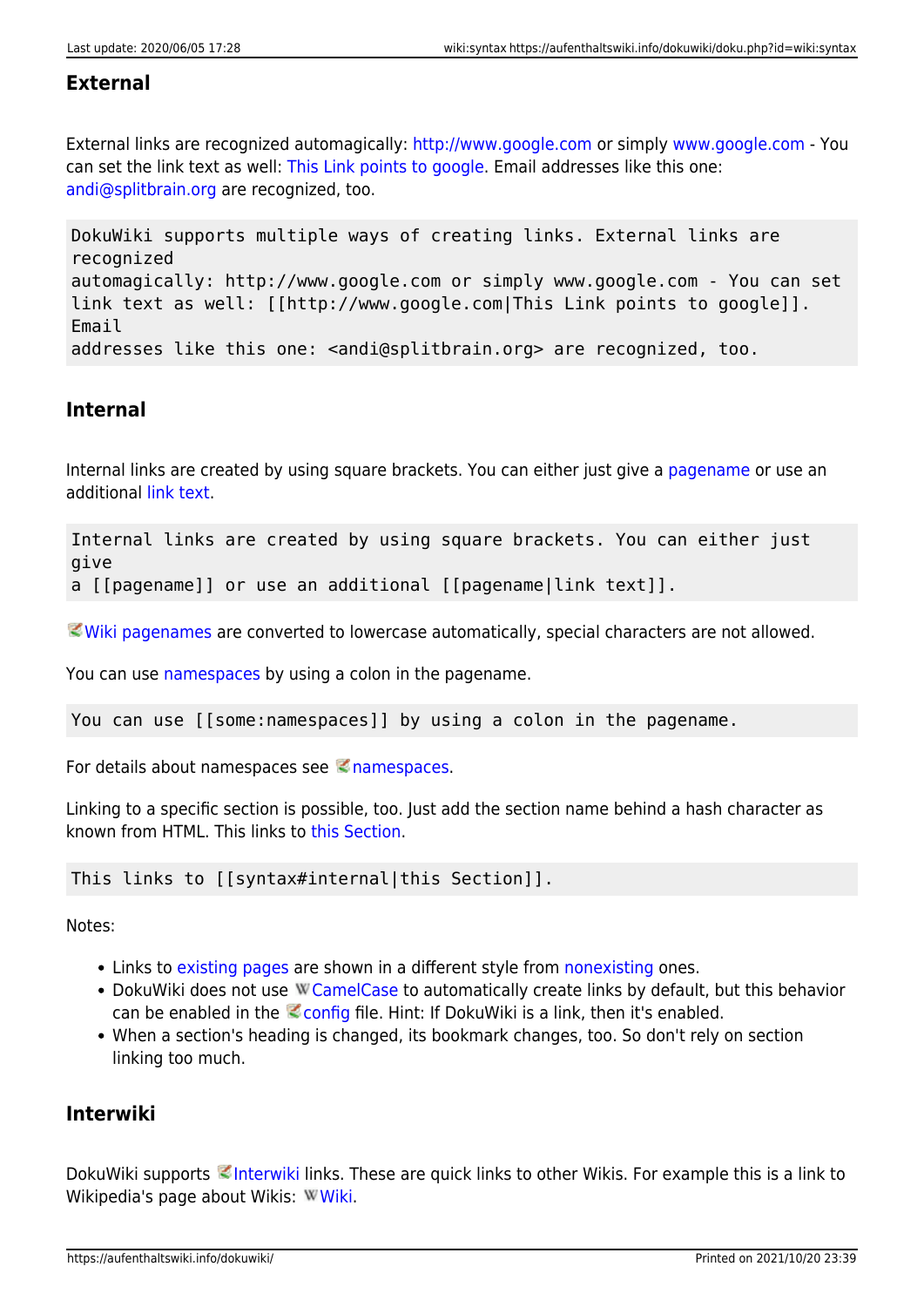### External

External links are recognized automagically: http://www.google.com or simply www.google.com - You can set the link text as well: This Link points to google. Email addresses like this one: andi@splitbrain.org are recognized, too.

```
DokuWiki supports multiple ways of creating links. External links are
recognized
automagically: http://www.google.com or simply www.google.com - You can set
link text as well: [[http://www.google.com|This Link points to google]].
Email
addresses like this one: <andi@splitbrain.org> are recognized, too.
```

### Internal

Internal links are created by using square brackets. You can either just give a pagename or use an additional link text.

```
Internal links are created by using square brackets. You can either just
give
a [[pagename]] or use an additional [[pagename|link text]].
```

Wiki pagenames are converted to lowercase automatically, special characters are not allowed.

You can use namespaces by using a colon in the pagename.

```
You can use [[some:namespaces]] by using a colon in the pagename.
```

For details about namespaces see namespaces.

Linking to a specific section is possible, too. Just add the section name behind a hash character as known from HTML. This links to this Section.

```
This links to [[syntax#internal|this Section]].
```

Notes:

- Links to existing pages are shown in a different style from nonexisting ones.
- DokuWiki does not use CamelCase to automatically create links by default, but this behavior can be enabled in the config file. Hint: If DokuWiki is a link, then it's enabled.
- When a section's heading is changed, its bookmark changes, too. So don't rely on section linking too much.

### Interwiki

DokuWiki supports Interwiki links. These are quick links to other Wikis. For example this is a link to Wikipedia's page about Wikis: Wiki.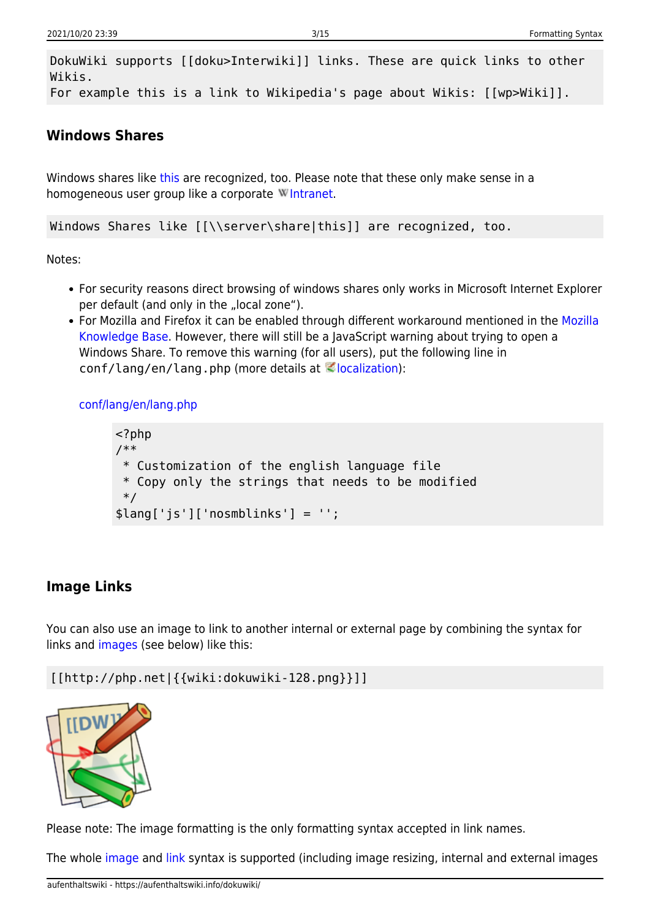```
DokuWiki supports [[doku>Interwiki]] links. These are quick links to other Wikis.
For example this is a link to Wikipedia's page about Wikis: [[wp>Wiki]].
```

### Windows Shares

Windows shares like this are recognized, too. Please note that these only make sense in a homogeneous user group like a corporate Intranet.

```
Windows Shares like [[\\server\share|this]] are recognized, too.
```

Notes:

- For security reasons direct browsing of windows shares only works in Microsoft Internet Explorer per default (and only in the „local zone").
- For Mozilla and Firefox it can be enabled through different workaround mentioned in the Mozilla Knowledge Base. However, there will still be a JavaScript warning about trying to open a Windows Share. To remove this warning (for all users), put the following line in `conf/lang/en/lang.php` (more details at localization):

  conf/lang/en/lang.php

  ```php
  <?php
  /**
   * Customization of the english language file
   * Copy only the strings that needs to be modified
   */
  $lang['js']['nosmblinks'] = '';
  ```

### Image Links

You can also use an image to link to another internal or external page by combining the syntax for links and images (see below) like this:

```
[[http://php.net|{{wiki:dokuwiki-128.png}}]]
```

Please note: The image formatting is the only formatting syntax accepted in link names.

The whole image and link syntax is supported (including image resizing, internal and external images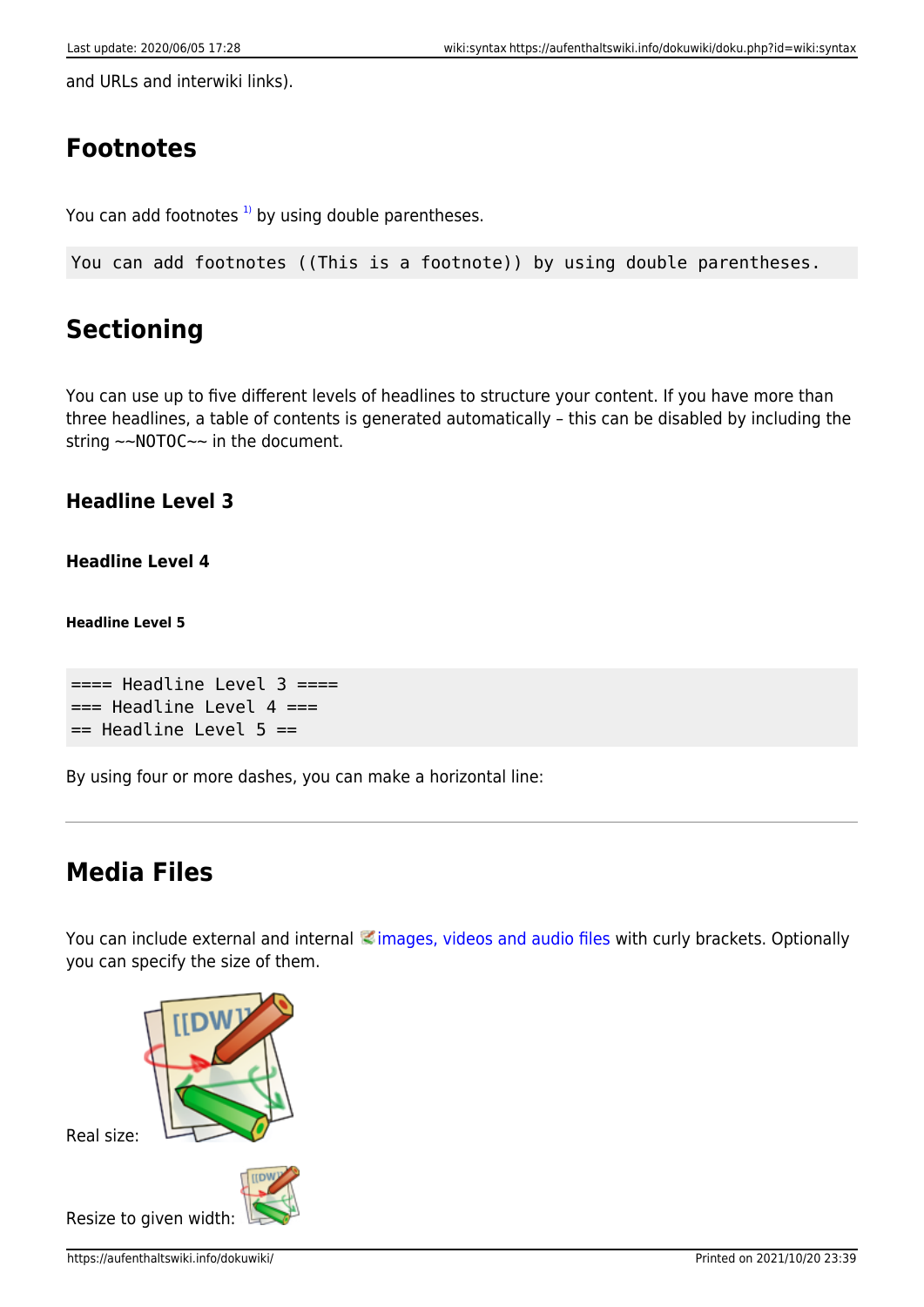and URLs and interwiki links).

## Footnotes

You can add footnotes [1] by using double parentheses.

```
You can add footnotes ((This is a footnote)) by using double parentheses.
```

## Sectioning

You can use up to five different levels of headlines to structure your content. If you have more than three headlines, a table of contents is generated automatically – this can be disabled by including the string ~~NOTOC~~ in the document.

### Headline Level 3

#### Headline Level 4

##### Headline Level 5

```
==== Headline Level 3 ====
=== Headline Level 4 ===
== Headline Level 5 ==
```

By using four or more dashes, you can make a horizontal line:

---

## Media Files

You can include external and internal images, videos and audio files with curly brackets. Optionally you can specify the size of them.

Real size:

Resize to given width: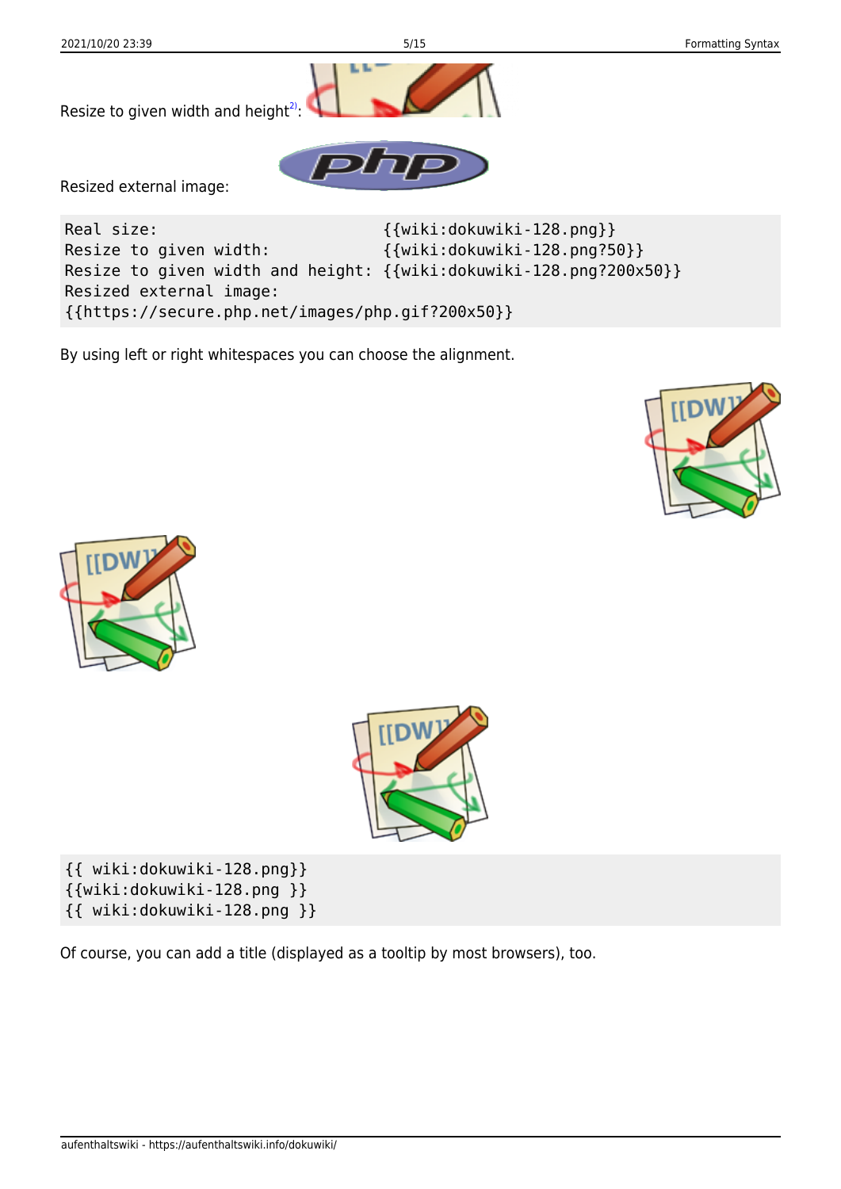Resize to given width and height[2]:

Resized external image:

```
Real size:                        {{wiki:dokuwiki-128.png}}
Resize to given width:            {{wiki:dokuwiki-128.png?50}}
Resize to given width and height: {{wiki:dokuwiki-128.png?200x50}}
Resized external image:
{{https://secure.php.net/images/php.gif?200x50}}
```

By using left or right whitespaces you can choose the alignment.

```
{{ wiki:dokuwiki-128.png}}
{{wiki:dokuwiki-128.png }}
{{ wiki:dokuwiki-128.png }}
```

Of course, you can add a title (displayed as a tooltip by most browsers), too.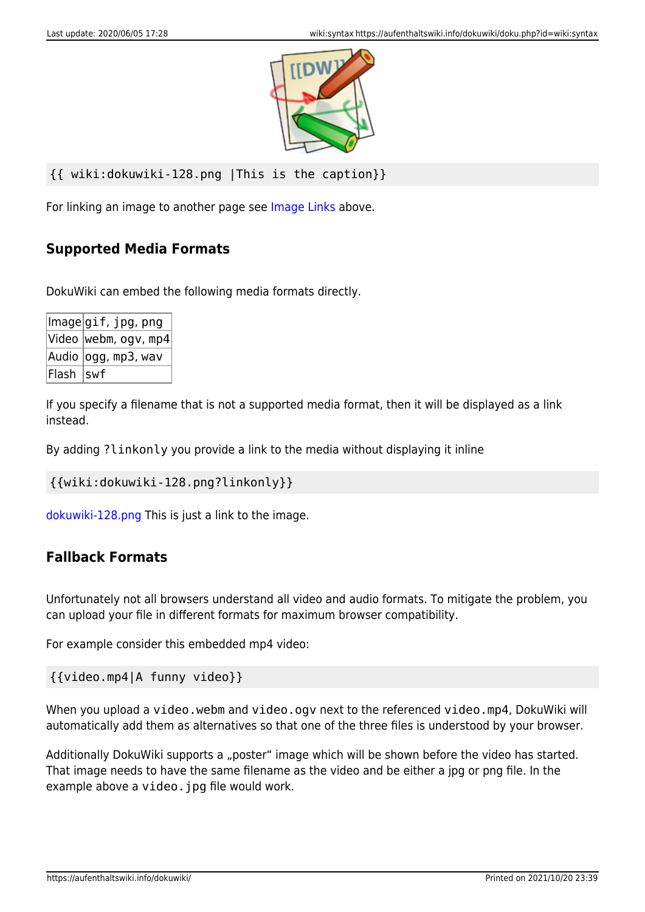```
{{ wiki:dokuwiki-128.png |This is the caption}}
```

For linking an image to another page see Image Links above.

### Supported Media Formats

DokuWiki can embed the following media formats directly.

| Image | gif, jpg, png |
|---|---|
| Video | webm, ogv, mp4 |
| Audio | ogg, mp3, wav |
| Flash | swf |

If you specify a filename that is not a supported media format, then it will be displayed as a link instead.

By adding `?linkonly` you provide a link to the media without displaying it inline

```
{{wiki:dokuwiki-128.png?linkonly}}
```

dokuwiki-128.png This is just a link to the image.

### Fallback Formats

Unfortunately not all browsers understand all video and audio formats. To mitigate the problem, you can upload your file in different formats for maximum browser compatibility.

For example consider this embedded mp4 video:

```
{{video.mp4|A funny video}}
```

When you upload a `video.webm` and `video.ogv` next to the referenced `video.mp4`, DokuWiki will automatically add them as alternatives so that one of the three files is understood by your browser.

Additionally DokuWiki supports a „poster" image which will be shown before the video has started. That image needs to have the same filename as the video and be either a jpg or png file. In the example above a `video.jpg` file would work.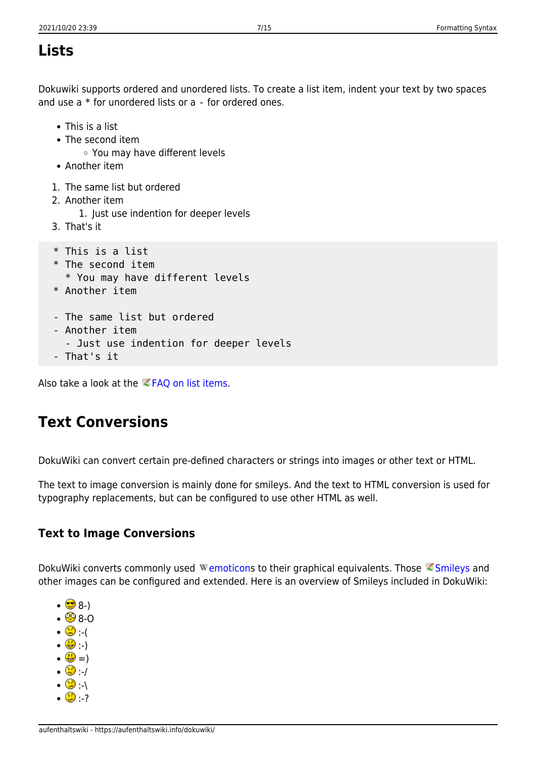## Lists

Dokuwiki supports ordered and unordered lists. To create a list item, indent your text by two spaces and use a * for unordered lists or a - for ordered ones.

- This is a list
- The second item
    - You may have different levels
- Another item

1. The same list but ordered
2. Another item
    1. Just use indention for deeper levels
3. That's it

```
  * This is a list
  * The second item
    * You may have different levels
  * Another item

  - The same list but ordered
  - Another item
    - Just use indention for deeper levels
  - That's it
```

Also take a look at the FAQ on list items.

## Text Conversions

DokuWiki can convert certain pre-defined characters or strings into images or other text or HTML.

The text to image conversion is mainly done for smileys. And the text to HTML conversion is used for typography replacements, but can be configured to use other HTML as well.

### Text to Image Conversions

DokuWiki converts commonly used emoticons to their graphical equivalents. Those Smileys and other images can be configured and extended. Here is an overview of Smileys included in DokuWiki:

- 8-)
- 8-O
- :-(
- :-)
- =)
- :-/
- :-\
- :-?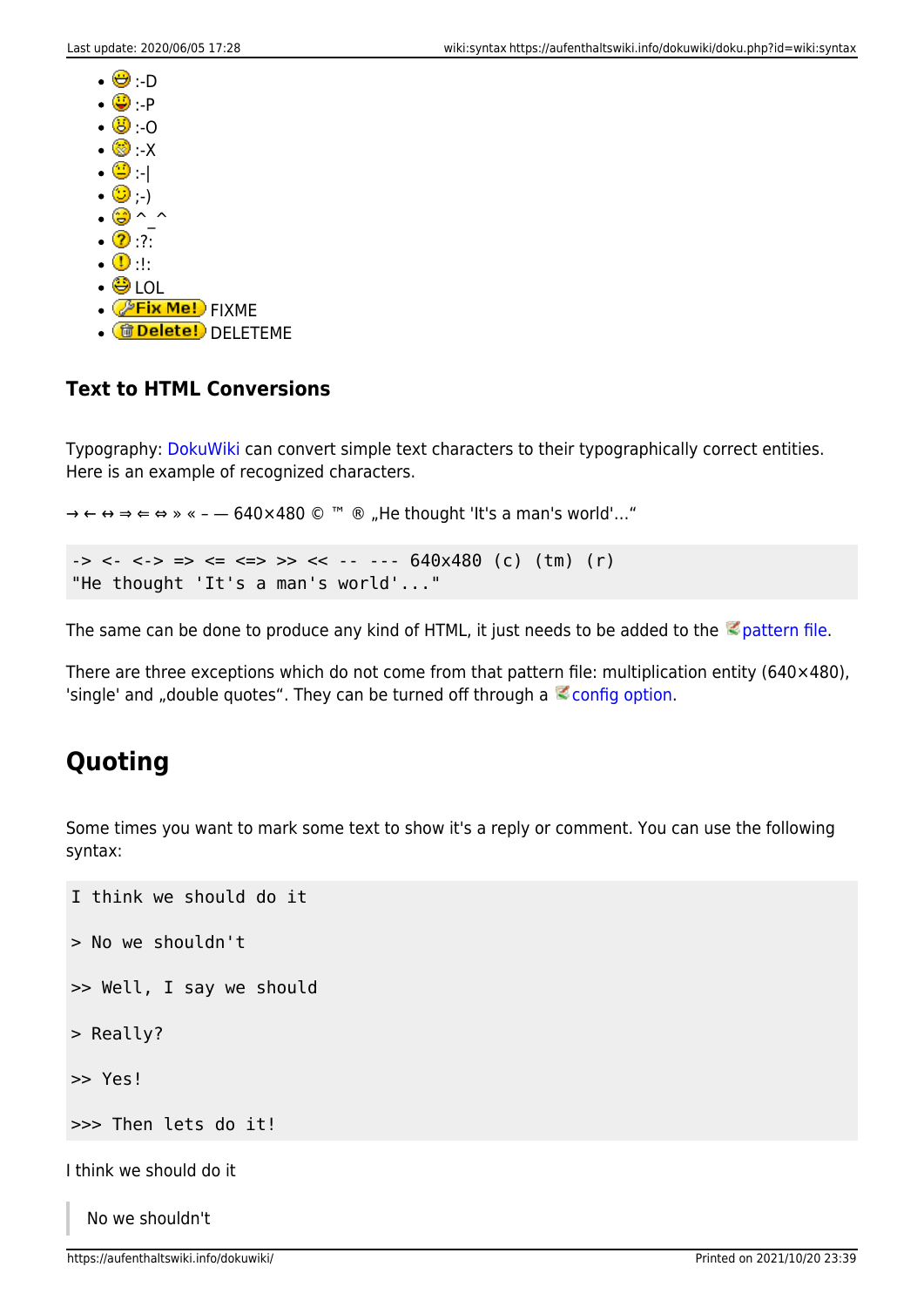- :-D
- :-P
- :-O
- :-X
- :-|
- ;-)
- ^_^
- :?:
- :!:
- LOL
- FIXME
- DELETEME

### Text to HTML Conversions

Typography: DokuWiki can convert simple text characters to their typographically correct entities. Here is an example of recognized characters.

→ ← ↔ ⇒ ⇐ ⇔ » « – — 640×480 © ™ ® „He thought 'It's a man's world'…"

```
-> <- <-> => <= <=> >> << -- --- 640x480 (c) (tm) (r)
"He thought 'It's a man's world'..."
```

The same can be done to produce any kind of HTML, it just needs to be added to the pattern file.

There are three exceptions which do not come from that pattern file: multiplication entity (640×480), 'single' and „double quotes". They can be turned off through a config option.

## Quoting

Some times you want to mark some text to show it's a reply or comment. You can use the following syntax:

```
I think we should do it

> No we shouldn't

>> Well, I say we should

> Really?

>> Yes!

>>> Then lets do it!
```

I think we should do it

> No we shouldn't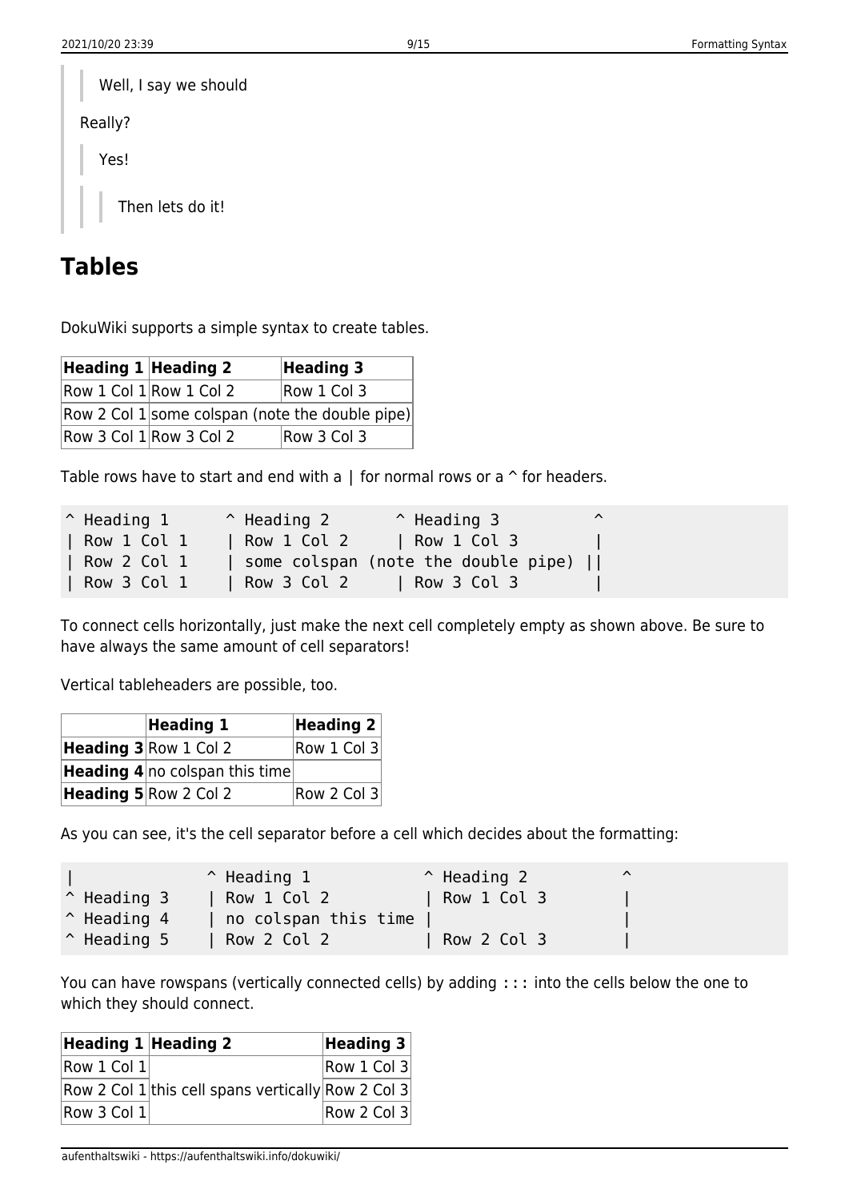> > Well, I say we should
>
> Really?
>
> > Yes!
> >
> > > Then lets do it!

## Tables

DokuWiki supports a simple syntax to create tables.

| Heading 1 | Heading 2 | Heading 3 |
|---|---|---|
| Row 1 Col 1 | Row 1 Col 2 | Row 1 Col 3 |
| Row 2 Col 1 | some colspan (note the double pipe) | |
| Row 3 Col 1 | Row 3 Col 2 | Row 3 Col 3 |

Table rows have to start and end with a | for normal rows or a ^ for headers.

```
^ Heading 1      ^ Heading 2       ^ Heading 3          ^
| Row 1 Col 1    | Row 1 Col 2     | Row 1 Col 3        |
| Row 2 Col 1    | some colspan (note the double pipe) ||
| Row 3 Col 1    | Row 3 Col 2     | Row 3 Col 3        |
```

To connect cells horizontally, just make the next cell completely empty as shown above. Be sure to have always the same amount of cell separators!

Vertical tableheaders are possible, too.

| | **Heading 1** | **Heading 2** |
|---|---|---|
| **Heading 3** | Row 1 Col 2 | Row 1 Col 3 |
| **Heading 4** | no colspan this time | |
| **Heading 5** | Row 2 Col 2 | Row 2 Col 3 |

As you can see, it's the cell separator before a cell which decides about the formatting:

```
|              ^ Heading 1            ^ Heading 2          ^
^ Heading 3    | Row 1 Col 2          | Row 1 Col 3        |
^ Heading 4    | no colspan this time |                    |
^ Heading 5    | Row 2 Col 2          | Row 2 Col 3        |
```

You can have rowspans (vertically connected cells) by adding `:::` into the cells below the one to which they should connect.

| Heading 1 | Heading 2 | Heading 3 |
|---|---|---|
| Row 1 Col 1 | | Row 1 Col 3 |
| Row 2 Col 1 | this cell spans vertically | Row 2 Col 3 |
| Row 3 Col 1 | | Row 2 Col 3 |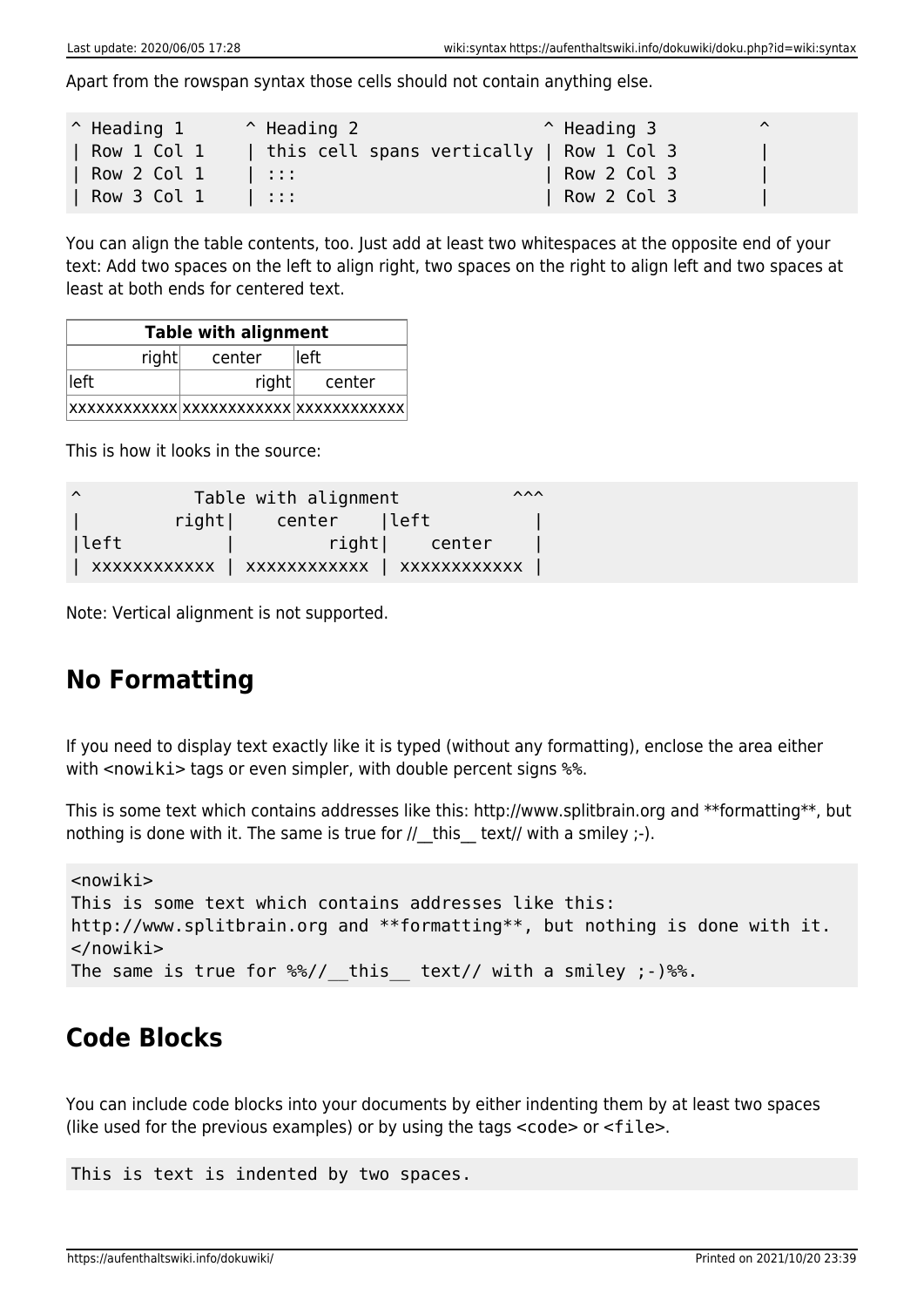Apart from the rowspan syntax those cells should not contain anything else.

```
^ Heading 1      ^ Heading 2                  ^ Heading 3          ^
| Row 1 Col 1    | this cell spans vertically | Row 1 Col 3        |
| Row 2 Col 1    | :::                        | Row 2 Col 3        |
| Row 3 Col 1    | :::                        | Row 2 Col 3        |
```

You can align the table contents, too. Just add at least two whitespaces at the opposite end of your text: Add two spaces on the left to align right, two spaces on the right to align left and two spaces at least at both ends for centered text.

| Table with alignment | | |
|---:|:---:|:---|
| right | center | left |
| left | right | center |
| xxxxxxxxxxxx | xxxxxxxxxxxx | xxxxxxxxxxxx |

This is how it looks in the source:

```
^           Table with alignment           ^^^
|         right|    center    |left          |
|left          |         right|    center    |
| xxxxxxxxxxxx | xxxxxxxxxxxx | xxxxxxxxxxxx |
```

Note: Vertical alignment is not supported.

## No Formatting

If you need to display text exactly like it is typed (without any formatting), enclose the area either with <nowiki> tags or even simpler, with double percent signs %%.

This is some text which contains addresses like this: http://www.splitbrain.org and **formatting**, but nothing is done with it. The same is true for //__this__ text// with a smiley ;-).

```
<nowiki>
This is some text which contains addresses like this:
http://www.splitbrain.org and **formatting**, but nothing is done with it.
</nowiki>
The same is true for %%//__this__ text// with a smiley ;-)%%.
```

## Code Blocks

You can include code blocks into your documents by either indenting them by at least two spaces (like used for the previous examples) or by using the tags <code> or <file>.

```
This is text is indented by two spaces.
```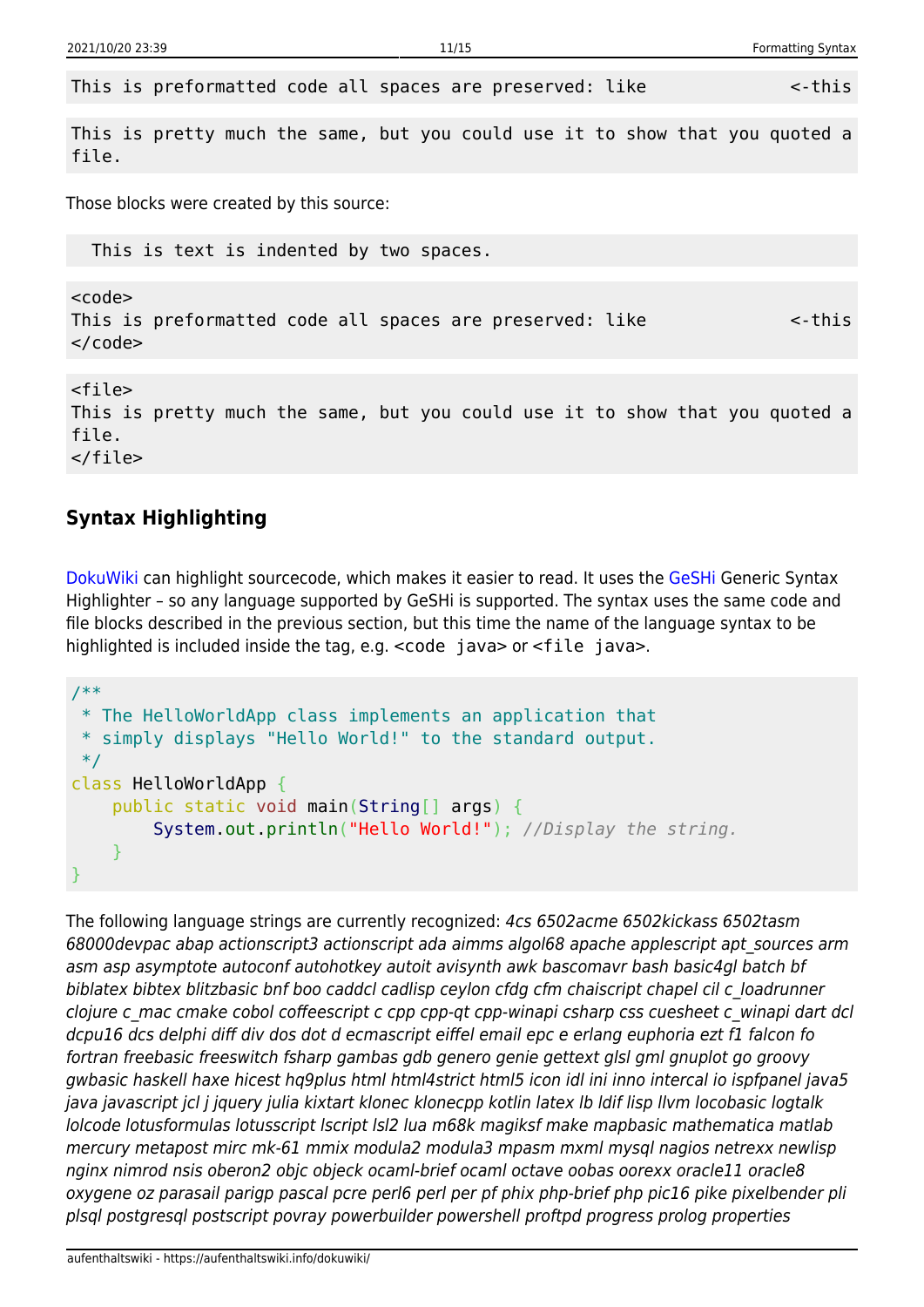```
This is preformatted code all spaces are preserved: like              <-this
```

```
This is pretty much the same, but you could use it to show that you quoted a file.
```

Those blocks were created by this source:

```
  This is text is indented by two spaces.
```

```
<code>
This is preformatted code all spaces are preserved: like              <-this
</code>
```

```
<file>
This is pretty much the same, but you could use it to show that you quoted a file.
</file>
```

### Syntax Highlighting

DokuWiki can highlight sourcecode, which makes it easier to read. It uses the GeSHi Generic Syntax Highlighter – so any language supported by GeSHi is supported. The syntax uses the same code and file blocks described in the previous section, but this time the name of the language syntax to be highlighted is included inside the tag, e.g. `<code java>` or `<file java>`.

```java
/**
 * The HelloWorldApp class implements an application that
 * simply displays "Hello World!" to the standard output.
 */
class HelloWorldApp {
    public static void main(String[] args) {
        System.out.println("Hello World!"); //Display the string.
    }
}
```

The following language strings are currently recognized: *4cs 6502acme 6502kickass 6502tasm 68000devpac abap actionscript3 actionscript ada aimms algol68 apache applescript apt_sources arm asm asp asymptote autoconf autohotkey autoit avisynth awk bascomavr bash basic4gl batch bf biblatex bibtex blitzbasic bnf boo caddcl cadlisp ceylon cfdg cfm chaiscript chapel cil c_loadrunner clojure c_mac cmake cobol coffeescript c cpp cpp-qt cpp-winapi csharp css cuesheet c_winapi dart dcl dcpu16 dcs delphi diff div dos dot d ecmascript eiffel email epc e erlang euphoria ezt f1 falcon fo fortran freebasic freeswitch fsharp gambas gdb genero genie gettext glsl gml gnuplot go groovy gwbasic haskell haxe hicest hq9plus html html4strict html5 icon idl ini inno intercal io ispfpanel java5 java javascript jcl j jquery julia kixtart klonec klonecpp kotlin latex lb ldif lisp llvm locobasic logtalk lolcode lotusformulas lotusscript lscript lsl2 lua m68k magiksf make mapbasic mathematica matlab mercury metapost mirc mk-61 mmix modula2 modula3 mpasm mxml mysql nagios netrexx newlisp nginx nimrod nsis oberon2 objc objeck ocaml-brief ocaml octave oobas oorexx oracle11 oracle8 oxygene oz parasail parigp pascal pcre perl6 perl per pf phix php-brief php pic16 pike pixelbender pli plsql postgresql postscript povray powerbuilder powershell proftpd progress prolog properties*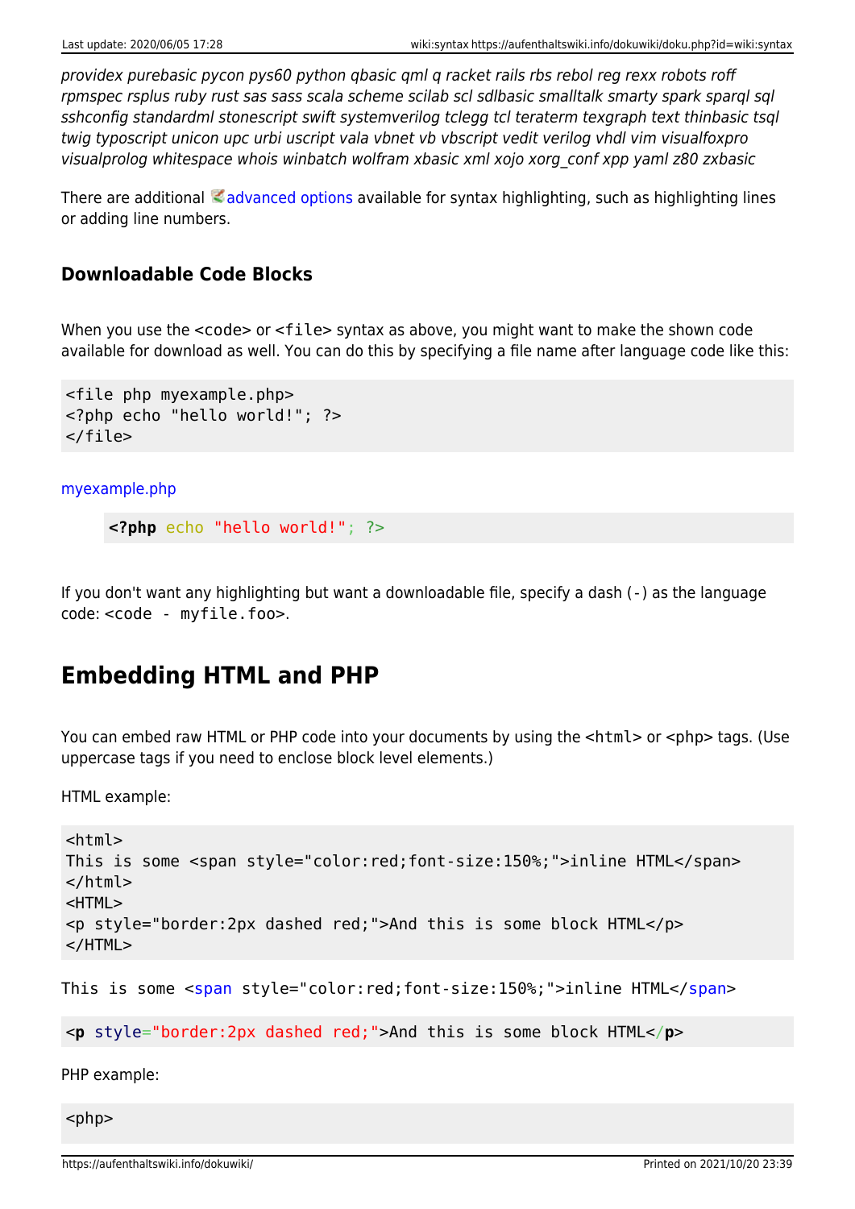*providex purebasic pycon pys60 python qbasic qml q racket rails rbs rebol reg rexx robots roff rpmspec rsplus ruby rust sas sass scala scheme scilab scl sdlbasic smalltalk smarty spark sparql sql sshconfig standardml stonescript swift systemverilog tclegg tcl teraterm texgraph text thinbasic tsql twig typoscript unicon upc urbi uscript vala vbnet vb vbscript vedit verilog vhdl vim visualfoxpro visualprolog whitespace whois winbatch wolfram xbasic xml xojo xorg_conf xpp yaml z80 zxbasic*

There are additional advanced options available for syntax highlighting, such as highlighting lines or adding line numbers.

### Downloadable Code Blocks

When you use the `<code>` or `<file>` syntax as above, you might want to make the shown code available for download as well. You can do this by specifying a file name after language code like this:

```
<file php myexample.php>
<?php echo "hello world!"; ?>
</file>
```

myexample.php

```php
<?php echo "hello world!"; ?>
```

If you don't want any highlighting but want a downloadable file, specify a dash (`-`) as the language code: `<code - myfile.foo>`.

## Embedding HTML and PHP

You can embed raw HTML or PHP code into your documents by using the `<html>` or `<php>` tags. (Use uppercase tags if you need to enclose block level elements.)

HTML example:

```
<html>
This is some <span style="color:red;font-size:150%;">inline HTML</span>
</html>
<HTML>
<p style="border:2px dashed red;">And this is some block HTML</p>
</HTML>
```

```
This is some <span style="color:red;font-size:150%;">inline HTML</span>
```

```
<p style="border:2px dashed red;">And this is some block HTML</p>
```

PHP example:

```
<php>
```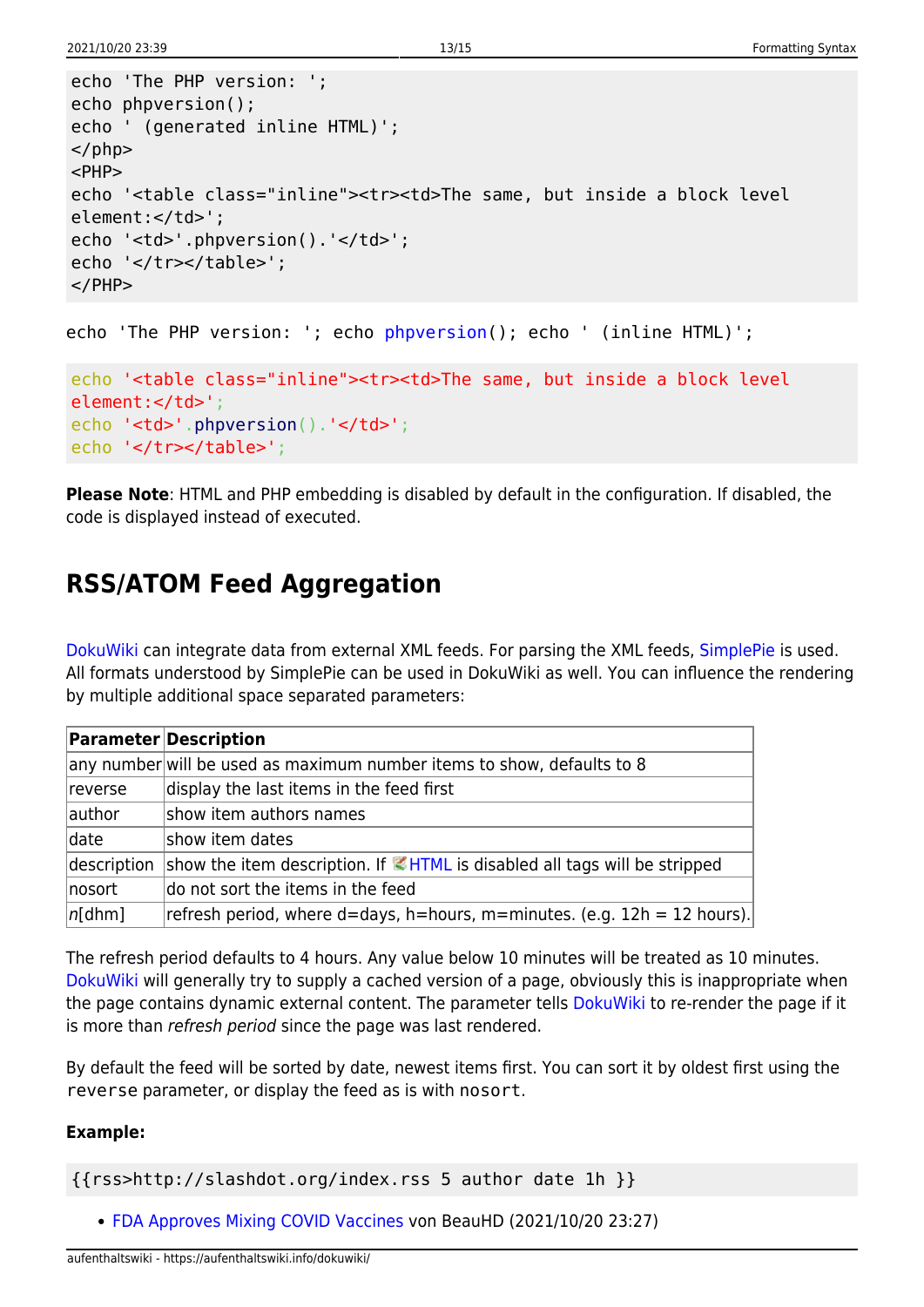```
echo 'The PHP version: ';
echo phpversion();
echo ' (generated inline HTML)';
</php>
<PHP>
echo '<table class="inline"><tr><td>The same, but inside a block level element:</td>';
echo '<td>'.phpversion().'</td>';
echo '</tr></table>';
</PHP>
```

echo 'The PHP version: '; echo phpversion(); echo ' (inline HTML)';

```
echo '<table class="inline"><tr><td>The same, but inside a block level element:</td>';
echo '<td>'.phpversion().'</td>';
echo '</tr></table>';
```

**Please Note**: HTML and PHP embedding is disabled by default in the configuration. If disabled, the code is displayed instead of executed.

## RSS/ATOM Feed Aggregation

DokuWiki can integrate data from external XML feeds. For parsing the XML feeds, SimplePie is used. All formats understood by SimplePie can be used in DokuWiki as well. You can influence the rendering by multiple additional space separated parameters:

| Parameter | Description |
|---|---|
| any number | will be used as maximum number items to show, defaults to 8 |
| reverse | display the last items in the feed first |
| author | show item authors names |
| date | show item dates |
| description | show the item description. If HTML is disabled all tags will be stripped |
| nosort | do not sort the items in the feed |
| *n*[dhm] | refresh period, where d=days, h=hours, m=minutes. (e.g. 12h = 12 hours). |

The refresh period defaults to 4 hours. Any value below 10 minutes will be treated as 10 minutes. DokuWiki will generally try to supply a cached version of a page, obviously this is inappropriate when the page contains dynamic external content. The parameter tells DokuWiki to re-render the page if it is more than *refresh period* since the page was last rendered.

By default the feed will be sorted by date, newest items first. You can sort it by oldest first using the `reverse` parameter, or display the feed as is with `nosort`.

**Example:**

```
{{rss>http://slashdot.org/index.rss 5 author date 1h }}
```

- FDA Approves Mixing COVID Vaccines von BeauHD (2021/10/20 23:27)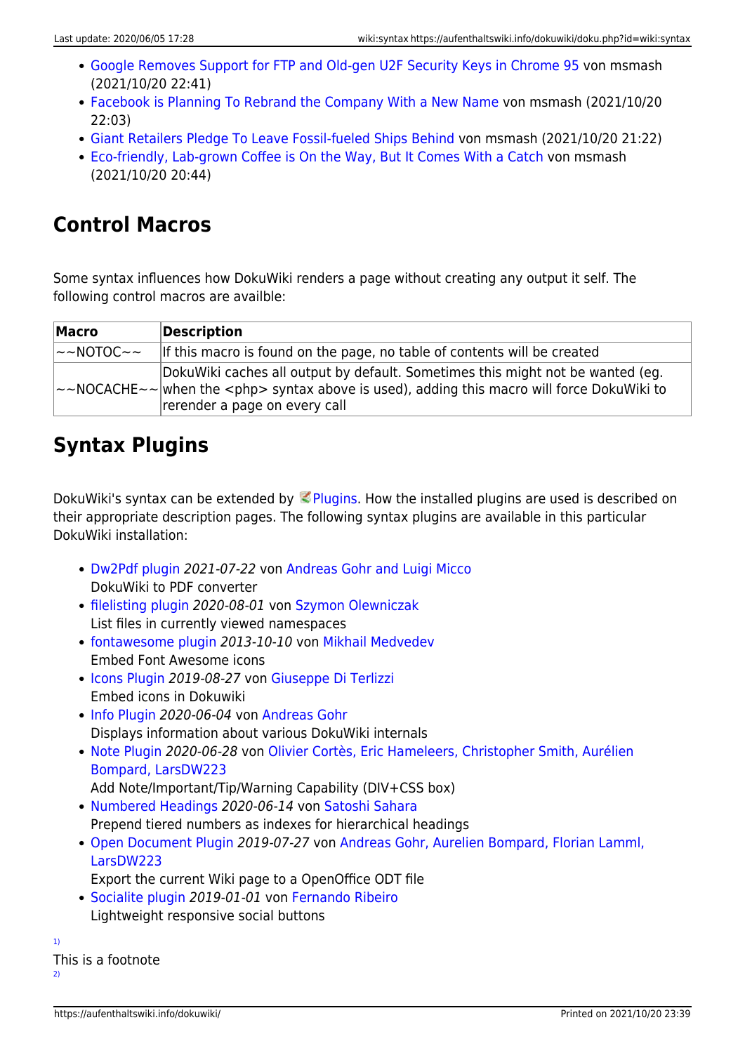- Google Removes Support for FTP and Old-gen U2F Security Keys in Chrome 95 von msmash (2021/10/20 22:41)
- Facebook is Planning To Rebrand the Company With a New Name von msmash (2021/10/20 22:03)
- Giant Retailers Pledge To Leave Fossil-fueled Ships Behind von msmash (2021/10/20 21:22)
- Eco-friendly, Lab-grown Coffee is On the Way, But It Comes With a Catch von msmash (2021/10/20 20:44)

## Control Macros

Some syntax influences how DokuWiki renders a page without creating any output it self. The following control macros are availble:

| Macro | Description |
| --- | --- |
| ~~NOTOC~~ | If this macro is found on the page, no table of contents will be created |
| ~~NOCACHE~~ | DokuWiki caches all output by default. Sometimes this might not be wanted (eg. when the <php> syntax above is used), adding this macro will force DokuWiki to rerender a page on every call |

## Syntax Plugins

DokuWiki's syntax can be extended by Plugins. How the installed plugins are used is described on their appropriate description pages. The following syntax plugins are available in this particular DokuWiki installation:

- Dw2Pdf plugin *2021-07-22* von Andreas Gohr and Luigi Micco
  DokuWiki to PDF converter
- filelisting plugin *2020-08-01* von Szymon Olewniczak
  List files in currently viewed namespaces
- fontawesome plugin *2013-10-10* von Mikhail Medvedev
  Embed Font Awesome icons
- Icons Plugin *2019-08-27* von Giuseppe Di Terlizzi
  Embed icons in Dokuwiki
- Info Plugin *2020-06-04* von Andreas Gohr
  Displays information about various DokuWiki internals
- Note Plugin *2020-06-28* von Olivier Cortès, Eric Hameleers, Christopher Smith, Aurélien Bompard, LarsDW223
  Add Note/Important/Tip/Warning Capability (DIV+CSS box)
- Numbered Headings *2020-06-14* von Satoshi Sahara
  Prepend tiered numbers as indexes for hierarchical headings
- Open Document Plugin *2019-07-27* von Andreas Gohr, Aurelien Bompard, Florian Lamml, LarsDW223
  Export the current Wiki page to a OpenOffice ODT file
- Socialite plugin *2019-01-01* von Fernando Ribeiro
  Lightweight responsive social buttons

[1)]
This is a footnote
[2)]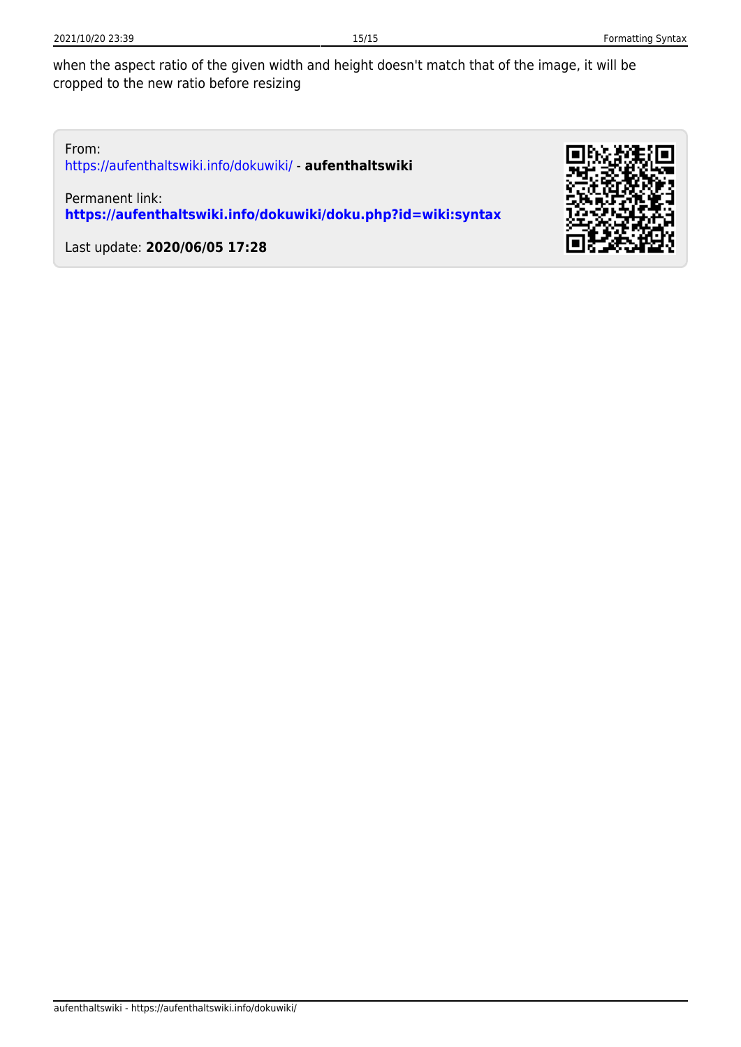when the aspect ratio of the given width and height doesn't match that of the image, it will be cropped to the new ratio before resizing

From:
https://aufenthaltswiki.info/dokuwiki/ - **aufenthaltswiki**

Permanent link:
**https://aufenthaltswiki.info/dokuwiki/doku.php?id=wiki:syntax**

Last update: **2020/06/05 17:28**